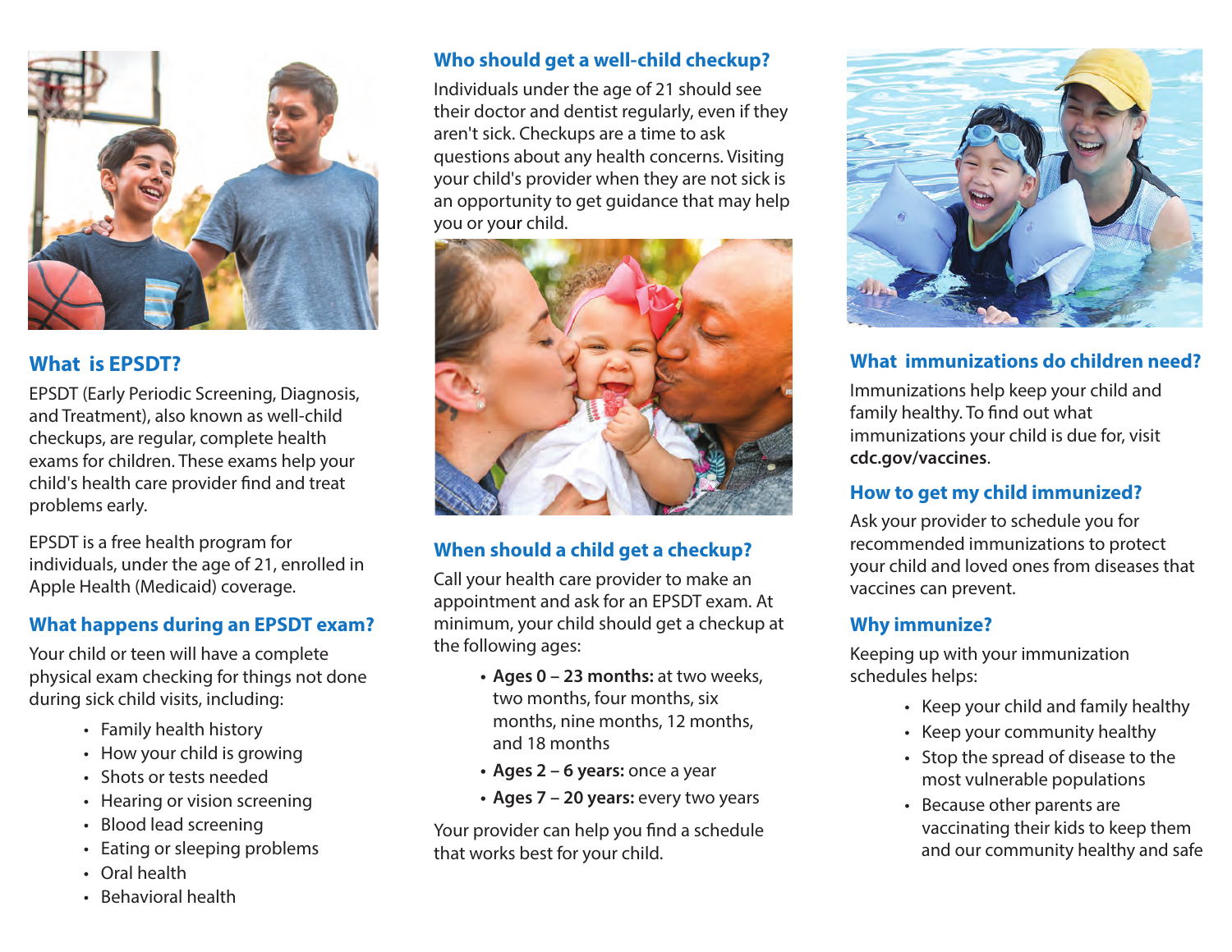## What is EPSDT?

EPSDT (Early Periodic Screening, Diagnosis, and Treatment), also known as well-child checkups, are regular, complete health exams for children. These exams help your child's health care provider find and treat problems early.

EPSDT is a free health program for individuals, under the age of 21, enrolled in Apple Health (Medicaid) coverage.

## What happens during an EPSDT exam?

Your child or teen will have a complete physical exam checking for things not done during sick child visits, including:

- Family health history
- How your child is growing
- Shots or tests needed
- Hearing or vision screening
- Blood lead screening
- Eating or sleeping problems
- Oral health
- Behavioral health

## Who should get a well-child checkup?

Individuals under the age of 21 should see their doctor and dentist regularly, even if they aren't sick. Checkups are a time to ask questions about any health concerns. Visiting your child's provider when they are not sick is an opportunity to get guidance that may help you or your child.

## When should a child get a checkup?

Call your health care provider to make an appointment and ask for an EPSDT exam. At minimum, your child should get a checkup at the following ages:

- **Ages 0 – 23 months:** at two weeks, two months, four months, six months, nine months, 12 months, and 18 months
- **Ages 2 – 6 years:** once a year
- **Ages 7 – 20 years:** every two years

Your provider can help you find a schedule that works best for your child.

## What immunizations do children need?

Immunizations help keep your child and family healthy. To find out what immunizations your child is due for, visit **cdc.gov/vaccines**.

## How to get my child immunized?

Ask your provider to schedule you for recommended immunizations to protect your child and loved ones from diseases that vaccines can prevent.

## Why immunize?

Keeping up with your immunization schedules helps:

- Keep your child and family healthy
- Keep your community healthy
- Stop the spread of disease to the most vulnerable populations
- Because other parents are vaccinating their kids to keep them and our community healthy and safe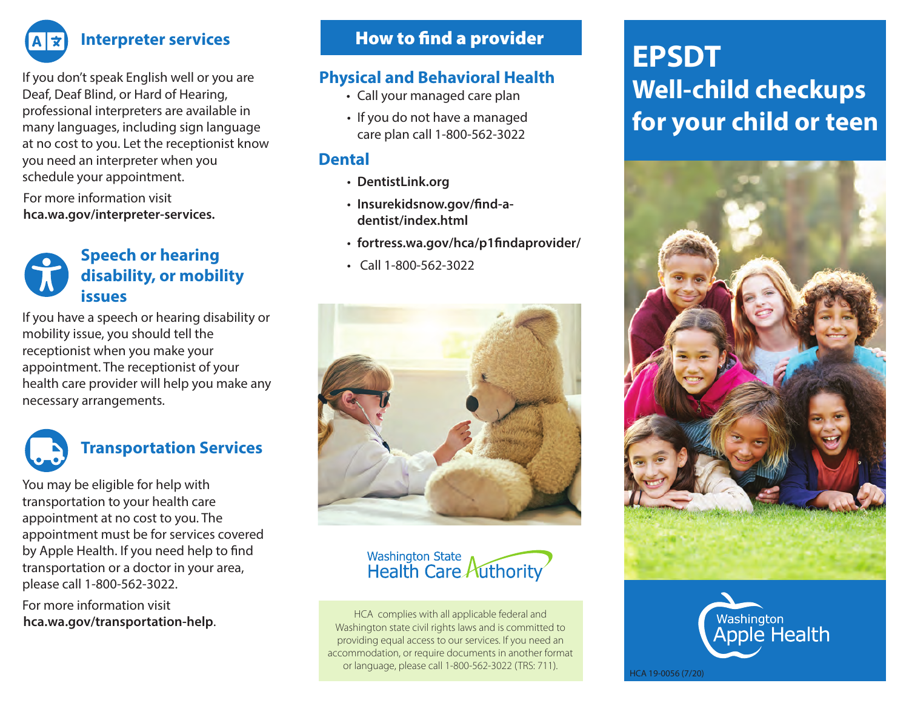## Interpreter services

If you don't speak English well or you are Deaf, Deaf Blind, or Hard of Hearing, professional interpreters are available in many languages, including sign language at no cost to you. Let the receptionist know you need an interpreter when you schedule your appointment.

For more information visit **hca.wa.gov/interpreter-services.**

## Speech or hearing disability, or mobility issues

If you have a speech or hearing disability or mobility issue, you should tell the receptionist when you make your appointment. The receptionist of your health care provider will help you make any necessary arrangements.

## Transportation Services

You may be eligible for help with transportation to your health care appointment at no cost to you. The appointment must be for services covered by Apple Health. If you need help to find transportation or a doctor in your area, please call 1-800-562-3022.

For more information visit **hca.wa.gov/transportation-help**.

## How to find a provider

### Physical and Behavioral Health

- Call your managed care plan
- If you do not have a managed care plan call 1-800-562-3022

### Dental

- **DentistLink.org**
- **Insurekidsnow.gov/find-a-dentist/index.html**
- **fortress.wa.gov/hca/p1findaprovider/**
- Call 1-800-562-3022

Washington State Health Care Authority

HCA complies with all applicable federal and Washington state civil rights laws and is committed to providing equal access to our services. If you need an accommodation, or require documents in another format or language, please call 1-800-562-3022 (TRS: 711).

# EPSDT Well-child checkups for your child or teen

Washington Apple Health

HCA 19-0056 (7/20)